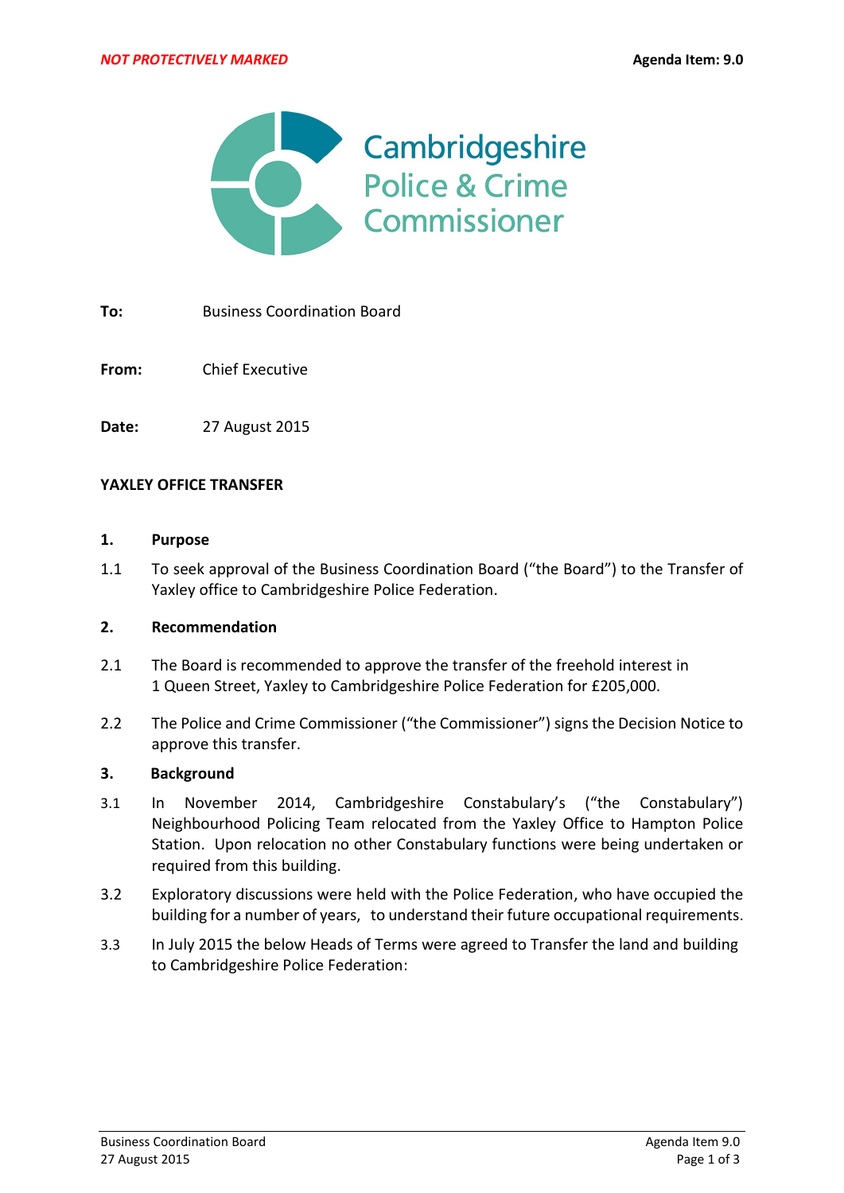NOT PROTECTIVELY MARKED

Agenda Item: 9.0

Cambridgeshire Police & Crime Commissioner

**To:** Business Coordination Board

**From:** Chief Executive

**Date:** 27 August 2015

**YAXLEY OFFICE TRANSFER**

**1. Purpose**

1.1 To seek approval of the Business Coordination Board ("the Board") to the Transfer of Yaxley office to Cambridgeshire Police Federation.

**2. Recommendation**

2.1 The Board is recommended to approve the transfer of the freehold interest in 1 Queen Street, Yaxley to Cambridgeshire Police Federation for £205,000.

2.2 The Police and Crime Commissioner ("the Commissioner") signs the Decision Notice to approve this transfer.

**3. Background**

3.1 In November 2014, Cambridgeshire Constabulary's ("the Constabulary") Neighbourhood Policing Team relocated from the Yaxley Office to Hampton Police Station. Upon relocation no other Constabulary functions were being undertaken or required from this building.

3.2 Exploratory discussions were held with the Police Federation, who have occupied the building for a number of years, to understand their future occupational requirements.

3.3 In July 2015 the below Heads of Terms were agreed to Transfer the land and building to Cambridgeshire Police Federation: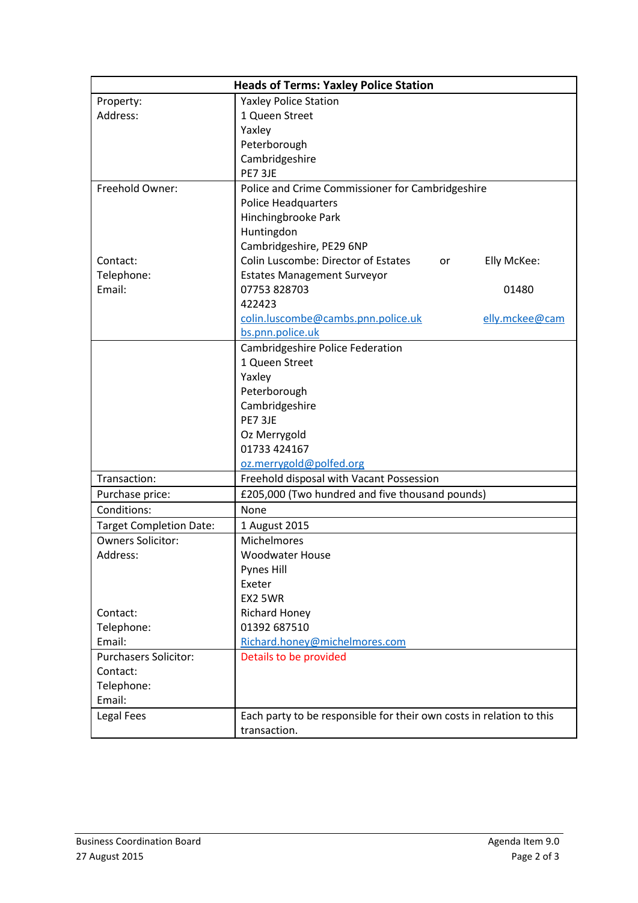| Heads of Terms: Yaxley Police Station | |
|---|---|
| Property:<br>Address: | Yaxley Police Station<br>1 Queen Street<br>Yaxley<br>Peterborough<br>Cambridgeshire<br>PE7 3JE |
| Freehold Owner:<br><br><br><br><br>Contact:<br>Telephone:<br>Email: | Police and Crime Commissioner for Cambridgeshire<br>Police Headquarters<br>Hinchingbrooke Park<br>Huntingdon<br>Cambridgeshire, PE29 6NP<br>Colin Luscombe: Director of Estates or Elly McKee: Estates Management Surveyor<br>07753 828703 01480 422423<br>colin.luscombe@cambs.pnn.police.uk elly.mckee@cambs.pnn.police.uk |
| | Cambridgeshire Police Federation<br>1 Queen Street<br>Yaxley<br>Peterborough<br>Cambridgeshire<br>PE7 3JE<br>Oz Merrygold<br>01733 424167<br>oz.merrygold@polfed.org |
| Transaction: | Freehold disposal with Vacant Possession |
| Purchase price: | £205,000 (Two hundred and five thousand pounds) |
| Conditions: | None |
| Target Completion Date: | 1 August 2015 |
| Owners Solicitor:<br>Address:<br><br><br><br>Contact:<br>Telephone:<br>Email: | Michelmores<br>Woodwater House<br>Pynes Hill<br>Exeter<br>EX2 5WR<br>Richard Honey<br>01392 687510<br>Richard.honey@michelmores.com |
| Purchasers Solicitor:<br>Contact:<br>Telephone:<br>Email: | Details to be provided |
| Legal Fees | Each party to be responsible for their own costs in relation to this transaction. |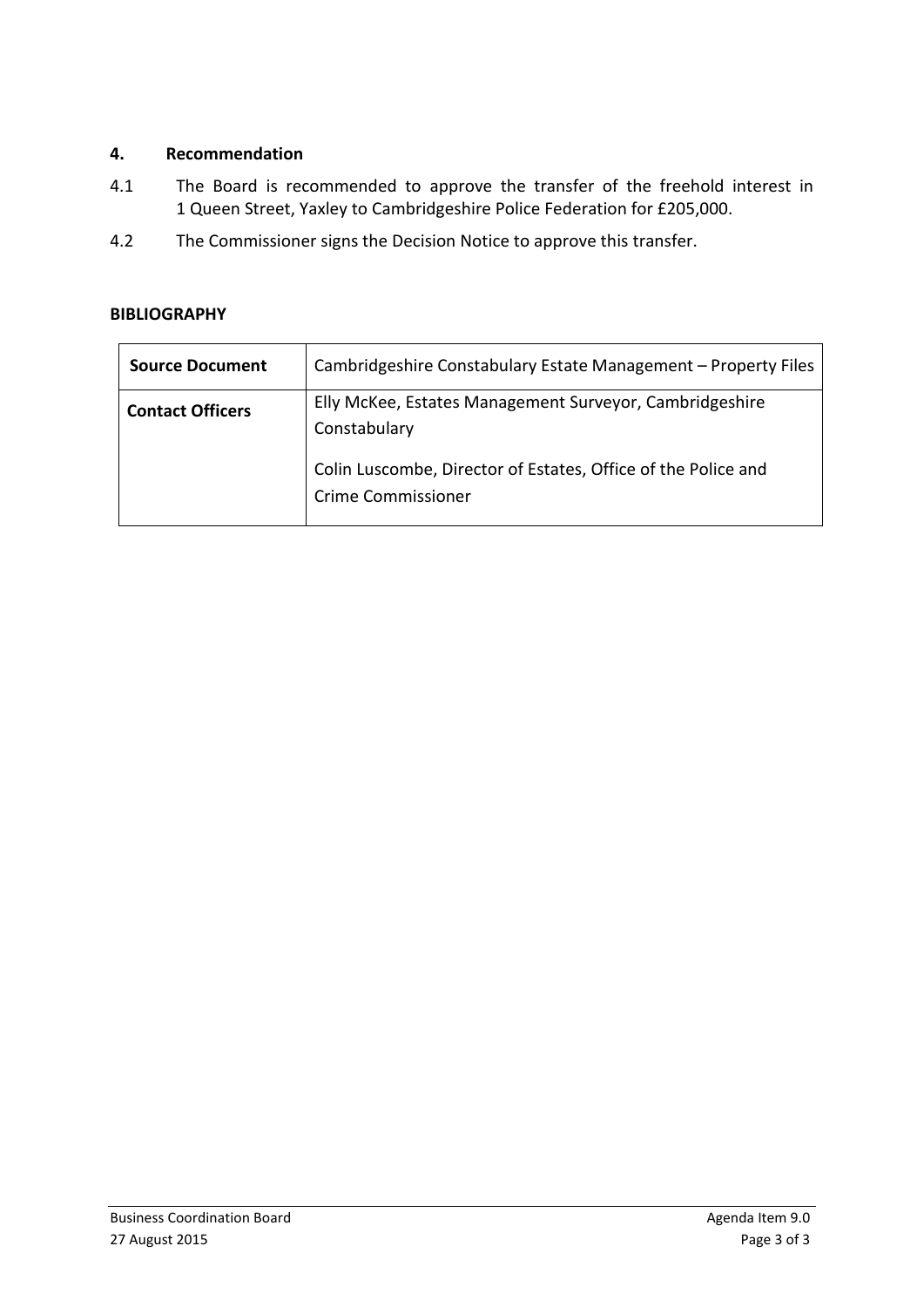## 4. Recommendation

4.1 The Board is recommended to approve the transfer of the freehold interest in 1 Queen Street, Yaxley to Cambridgeshire Police Federation for £205,000.

4.2 The Commissioner signs the Decision Notice to approve this transfer.

**BIBLIOGRAPHY**

| | |
|---|---|
| **Source Document** | Cambridgeshire Constabulary Estate Management – Property Files |
| **Contact Officers** | Elly McKee, Estates Management Surveyor, Cambridgeshire Constabulary<br><br>Colin Luscombe, Director of Estates, Office of the Police and Crime Commissioner |